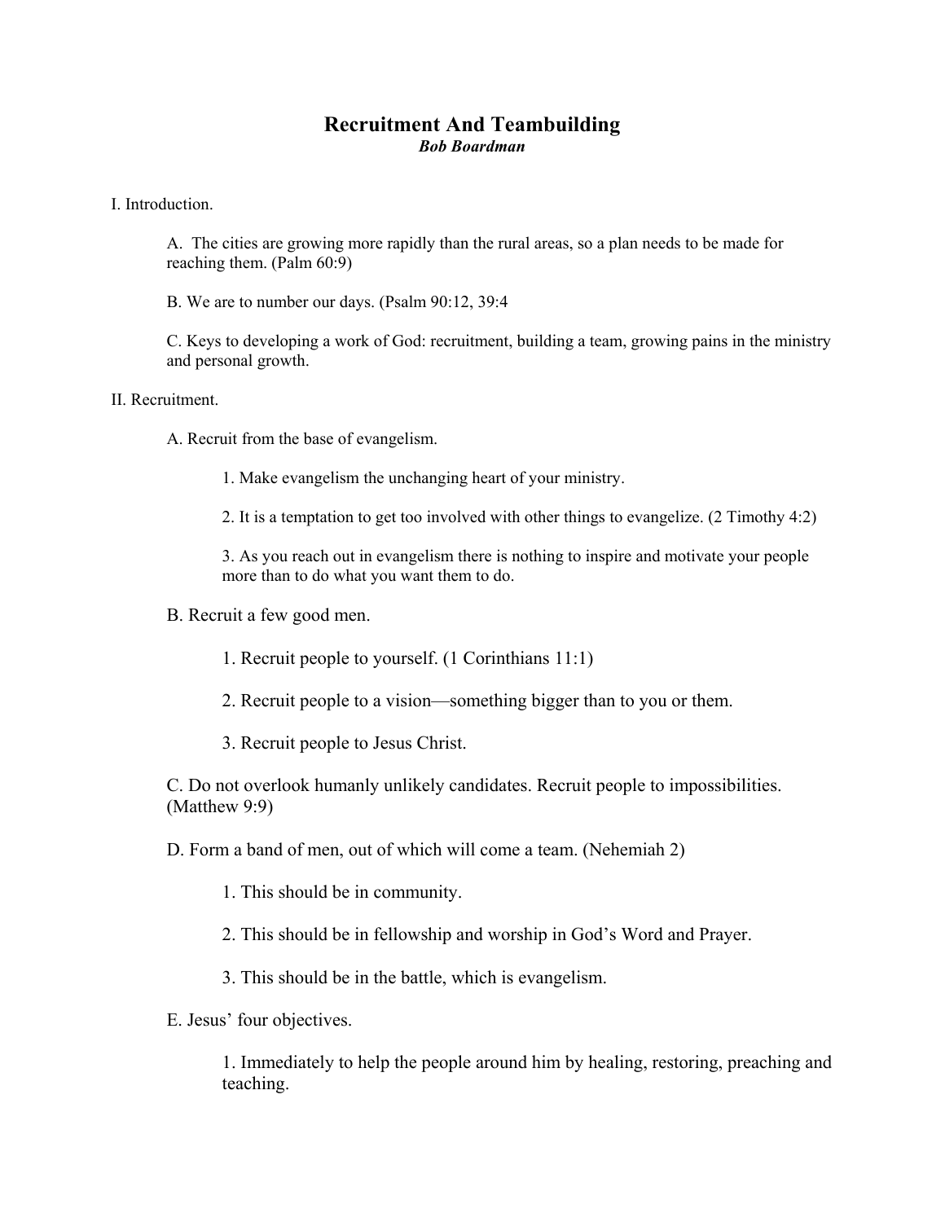# Recruitment And Teambuilding

***Bob Boardman***

I. Introduction.

A. The cities are growing more rapidly than the rural areas, so a plan needs to be made for reaching them. (Palm 60:9)

B. We are to number our days. (Psalm 90:12, 39:4

C. Keys to developing a work of God: recruitment, building a team, growing pains in the ministry and personal growth.

II. Recruitment.

A. Recruit from the base of evangelism.

1. Make evangelism the unchanging heart of your ministry.

2. It is a temptation to get too involved with other things to evangelize. (2 Timothy 4:2)

3. As you reach out in evangelism there is nothing to inspire and motivate your people more than to do what you want them to do.

B. Recruit a few good men.

1. Recruit people to yourself. (1 Corinthians 11:1)

2. Recruit people to a vision—something bigger than to you or them.

3. Recruit people to Jesus Christ.

C. Do not overlook humanly unlikely candidates. Recruit people to impossibilities. (Matthew 9:9)

D. Form a band of men, out of which will come a team. (Nehemiah 2)

1. This should be in community.

2. This should be in fellowship and worship in God's Word and Prayer.

3. This should be in the battle, which is evangelism.

E. Jesus' four objectives.

1. Immediately to help the people around him by healing, restoring, preaching and teaching.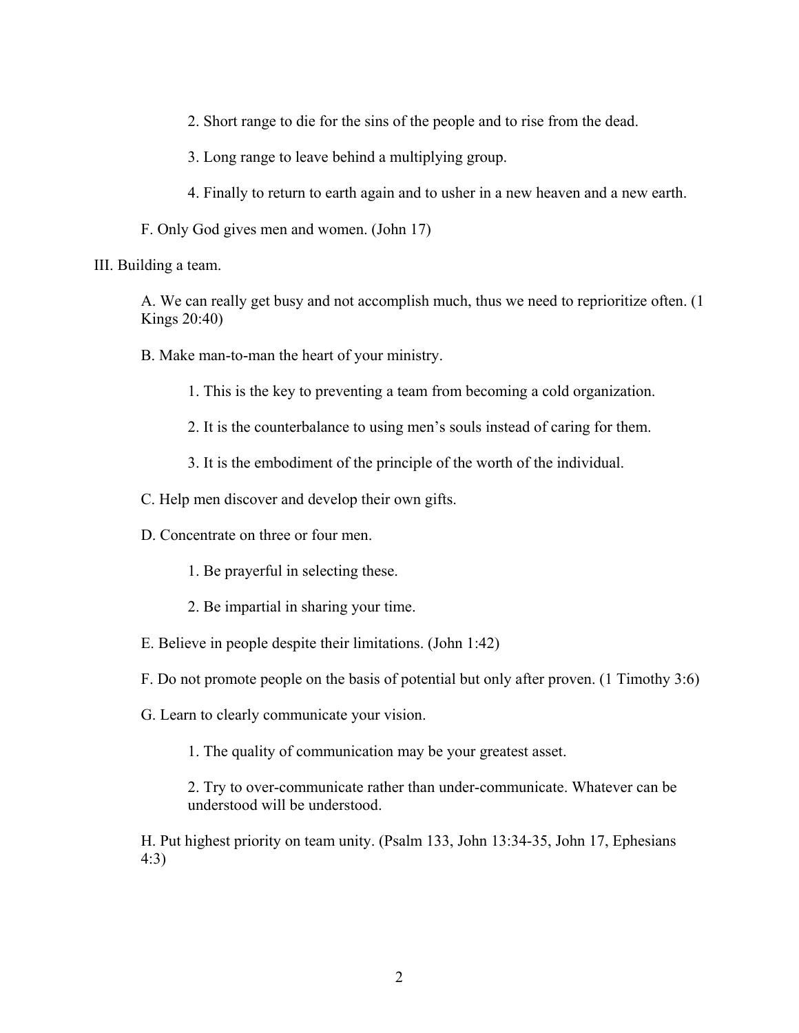2. Short range to die for the sins of the people and to rise from the dead.

3. Long range to leave behind a multiplying group.

4. Finally to return to earth again and to usher in a new heaven and a new earth.

F. Only God gives men and women. (John 17)

III. Building a team.

A. We can really get busy and not accomplish much, thus we need to reprioritize often. (1 Kings 20:40)

B. Make man-to-man the heart of your ministry.

1. This is the key to preventing a team from becoming a cold organization.

2. It is the counterbalance to using men's souls instead of caring for them.

3. It is the embodiment of the principle of the worth of the individual.

C. Help men discover and develop their own gifts.

D. Concentrate on three or four men.

1. Be prayerful in selecting these.

2. Be impartial in sharing your time.

E. Believe in people despite their limitations. (John 1:42)

F. Do not promote people on the basis of potential but only after proven. (1 Timothy 3:6)

G. Learn to clearly communicate your vision.

1. The quality of communication may be your greatest asset.

2. Try to over-communicate rather than under-communicate. Whatever can be understood will be understood.

H. Put highest priority on team unity. (Psalm 133, John 13:34-35, John 17, Ephesians 4:3)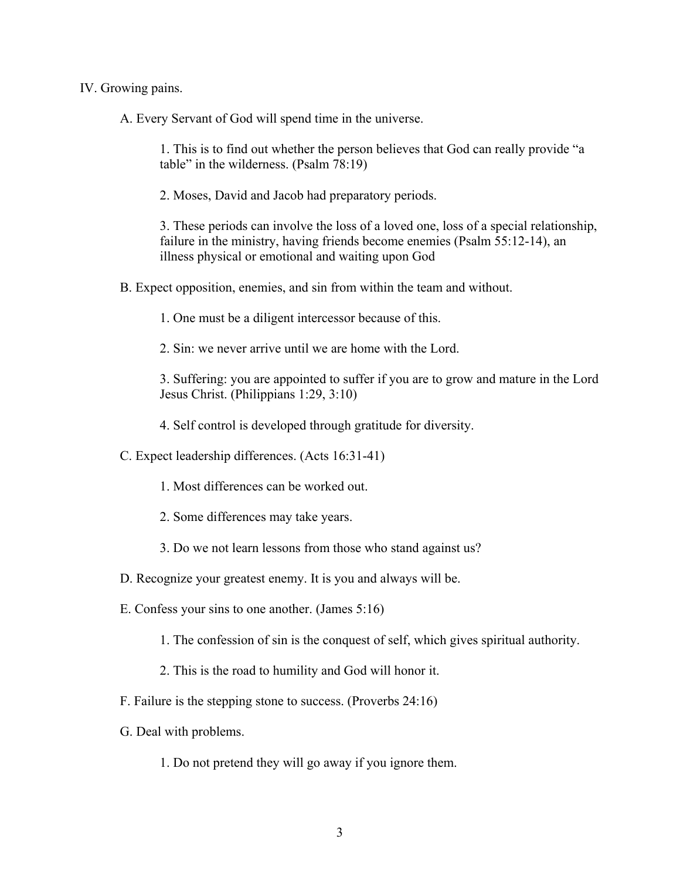IV. Growing pains.

A. Every Servant of God will spend time in the universe.

1. This is to find out whether the person believes that God can really provide “a table” in the wilderness. (Psalm 78:19)

2. Moses, David and Jacob had preparatory periods.

3. These periods can involve the loss of a loved one, loss of a special relationship, failure in the ministry, having friends become enemies (Psalm 55:12-14), an illness physical or emotional and waiting upon God

B. Expect opposition, enemies, and sin from within the team and without.

1. One must be a diligent intercessor because of this.

2. Sin: we never arrive until we are home with the Lord.

3. Suffering: you are appointed to suffer if you are to grow and mature in the Lord Jesus Christ. (Philippians 1:29, 3:10)

4. Self control is developed through gratitude for diversity.

C. Expect leadership differences. (Acts 16:31-41)

1. Most differences can be worked out.

2. Some differences may take years.

3. Do we not learn lessons from those who stand against us?

D. Recognize your greatest enemy. It is you and always will be.

E. Confess your sins to one another. (James 5:16)

1. The confession of sin is the conquest of self, which gives spiritual authority.

2. This is the road to humility and God will honor it.

F. Failure is the stepping stone to success. (Proverbs 24:16)

G. Deal with problems.

1. Do not pretend they will go away if you ignore them.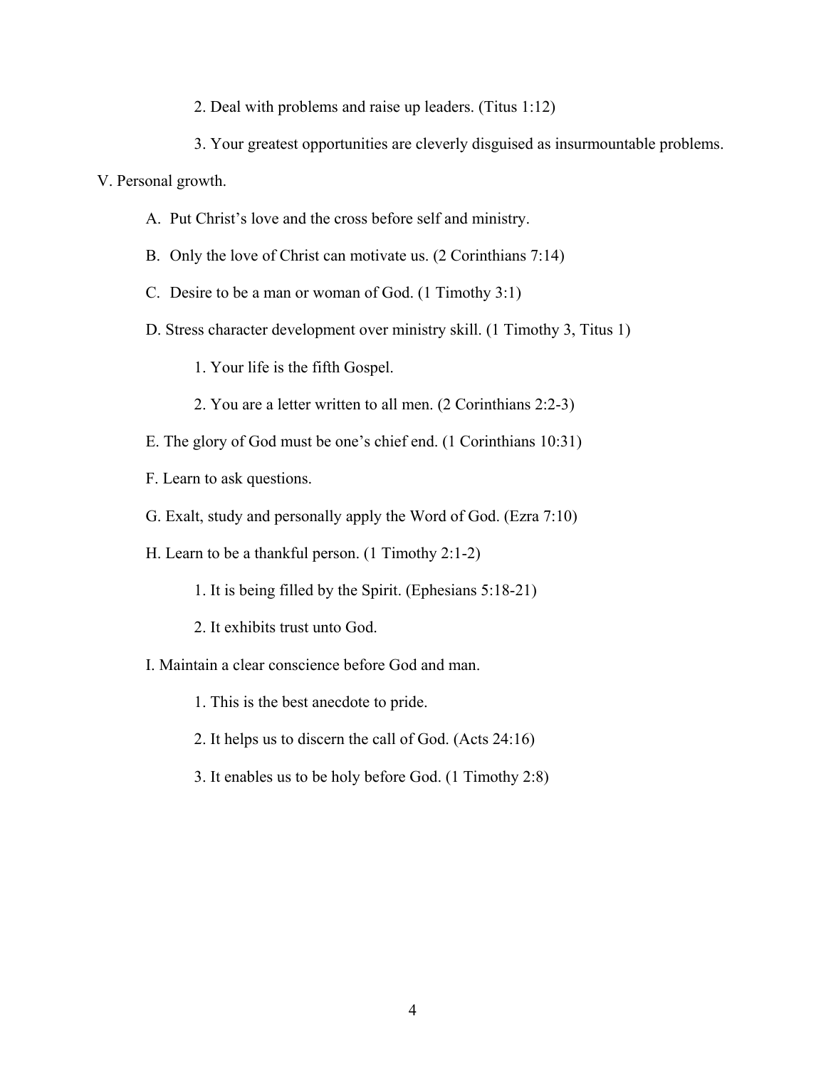2. Deal with problems and raise up leaders. (Titus 1:12)

3. Your greatest opportunities are cleverly disguised as insurmountable problems.

V. Personal growth.

A. Put Christ's love and the cross before self and ministry.

B. Only the love of Christ can motivate us. (2 Corinthians 7:14)

C. Desire to be a man or woman of God. (1 Timothy 3:1)

D. Stress character development over ministry skill. (1 Timothy 3, Titus 1)

1. Your life is the fifth Gospel.

2. You are a letter written to all men. (2 Corinthians 2:2-3)

E. The glory of God must be one's chief end. (1 Corinthians 10:31)

F. Learn to ask questions.

G. Exalt, study and personally apply the Word of God. (Ezra 7:10)

H. Learn to be a thankful person. (1 Timothy 2:1-2)

1. It is being filled by the Spirit. (Ephesians 5:18-21)

2. It exhibits trust unto God.

I. Maintain a clear conscience before God and man.

1. This is the best anecdote to pride.

2. It helps us to discern the call of God. (Acts 24:16)

3. It enables us to be holy before God. (1 Timothy 2:8)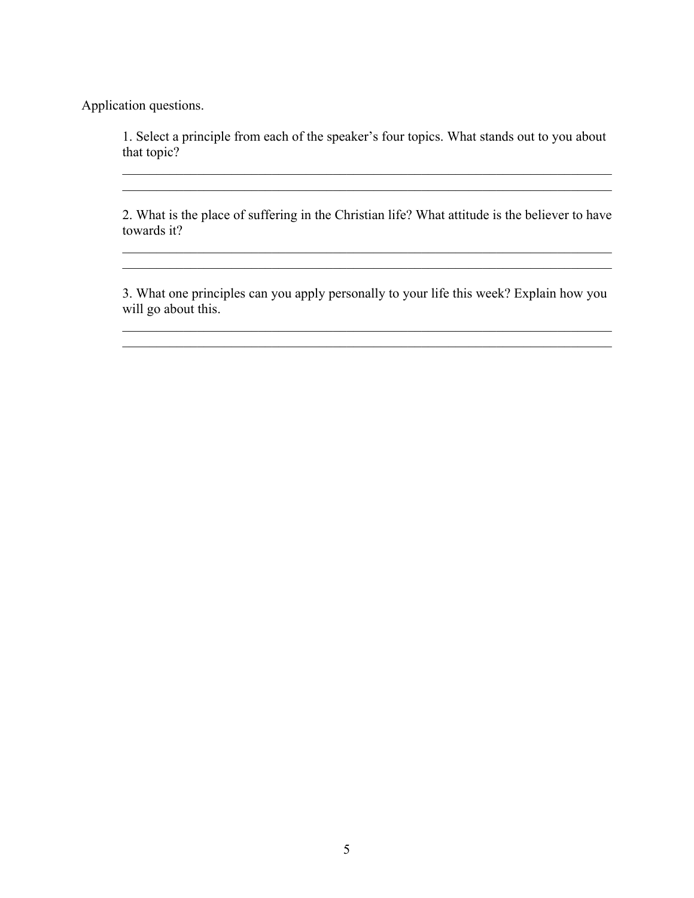Application questions.

1. Select a principle from each of the speaker's four topics. What stands out to you about that topic?

______________________________________________________________________________
______________________________________________________________________________

2. What is the place of suffering in the Christian life? What attitude is the believer to have towards it?

______________________________________________________________________________
______________________________________________________________________________

3. What one principles can you apply personally to your life this week? Explain how you will go about this.

______________________________________________________________________________
______________________________________________________________________________